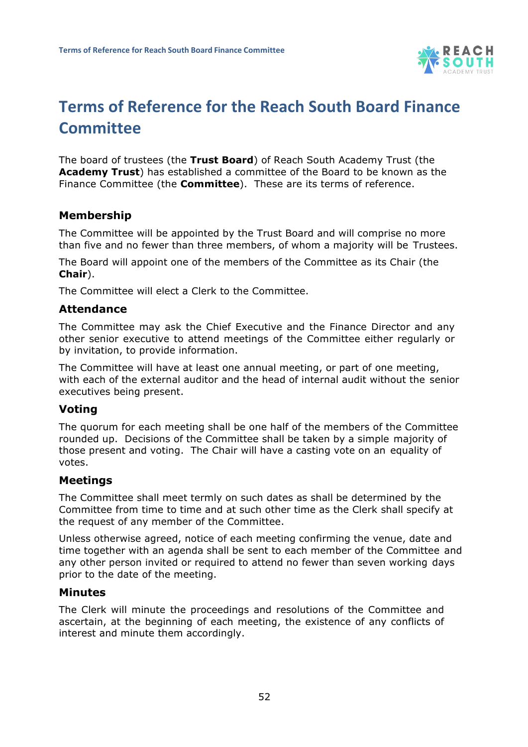# Terms of Reference for the Reach South Board Finance Committee

The board of trustees (the **Trust Board**) of Reach South Academy Trust (the **Academy Trust**) has established a committee of the Board to be known as the Finance Committee (the **Committee**). These are its terms of reference.

## Membership

The Committee will be appointed by the Trust Board and will comprise no more than five and no fewer than three members, of whom a majority will be Trustees.

The Board will appoint one of the members of the Committee as its Chair (the **Chair**).

The Committee will elect a Clerk to the Committee.

## Attendance

The Committee may ask the Chief Executive and the Finance Director and any other senior executive to attend meetings of the Committee either regularly or by invitation, to provide information.

The Committee will have at least one annual meeting, or part of one meeting, with each of the external auditor and the head of internal audit without the senior executives being present.

## Voting

The quorum for each meeting shall be one half of the members of the Committee rounded up. Decisions of the Committee shall be taken by a simple majority of those present and voting. The Chair will have a casting vote on an equality of votes.

## Meetings

The Committee shall meet termly on such dates as shall be determined by the Committee from time to time and at such other time as the Clerk shall specify at the request of any member of the Committee.

Unless otherwise agreed, notice of each meeting confirming the venue, date and time together with an agenda shall be sent to each member of the Committee and any other person invited or required to attend no fewer than seven working days prior to the date of the meeting.

## Minutes

The Clerk will minute the proceedings and resolutions of the Committee and ascertain, at the beginning of each meeting, the existence of any conflicts of interest and minute them accordingly.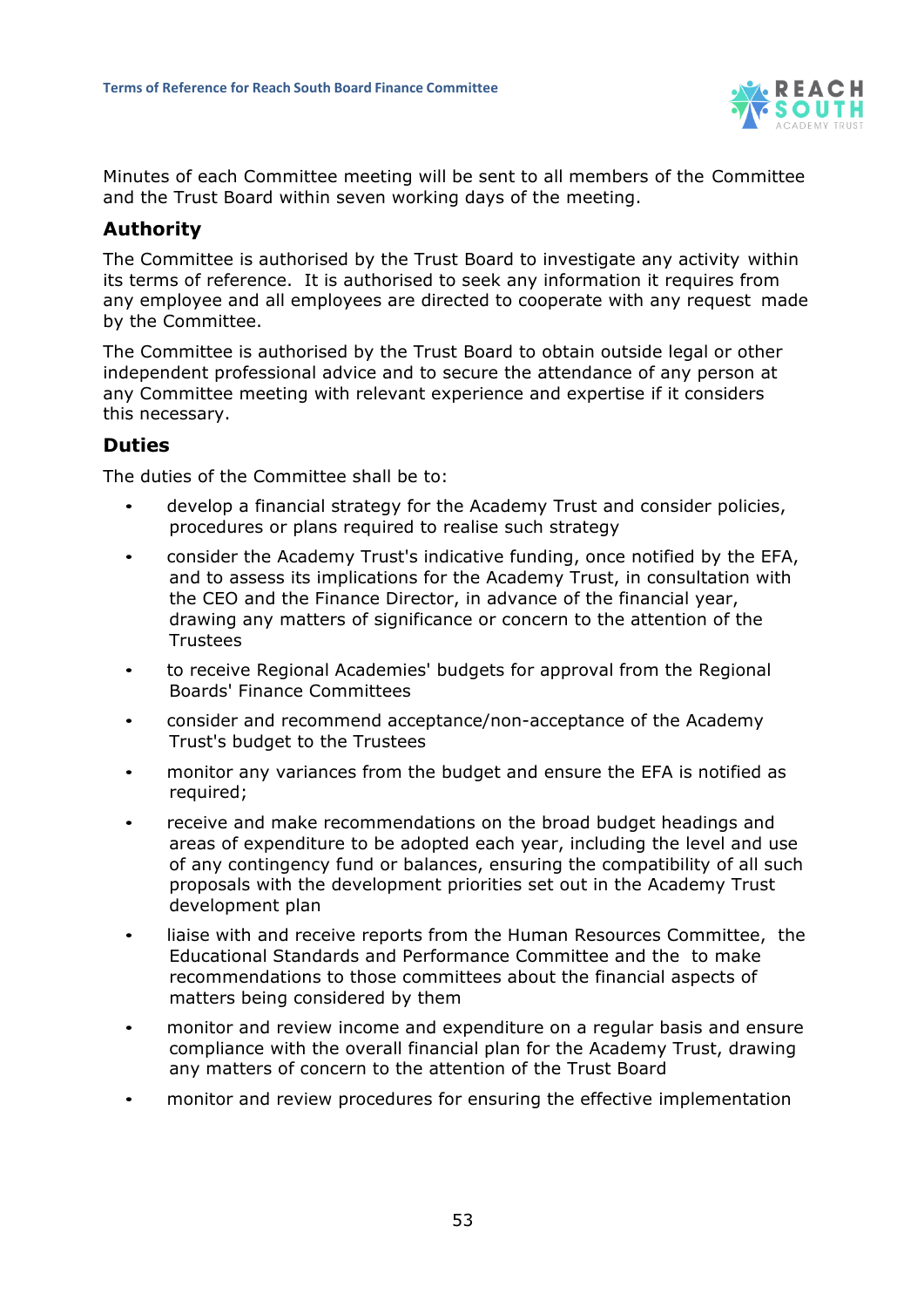Minutes of each Committee meeting will be sent to all members of the Committee and the Trust Board within seven working days of the meeting.

## Authority

The Committee is authorised by the Trust Board to investigate any activity within its terms of reference. It is authorised to seek any information it requires from any employee and all employees are directed to cooperate with any request made by the Committee.

The Committee is authorised by the Trust Board to obtain outside legal or other independent professional advice and to secure the attendance of any person at any Committee meeting with relevant experience and expertise if it considers this necessary.

## Duties

The duties of the Committee shall be to:

- develop a financial strategy for the Academy Trust and consider policies, procedures or plans required to realise such strategy
- consider the Academy Trust's indicative funding, once notified by the EFA, and to assess its implications for the Academy Trust, in consultation with the CEO and the Finance Director, in advance of the financial year, drawing any matters of significance or concern to the attention of the Trustees
- to receive Regional Academies' budgets for approval from the Regional Boards' Finance Committees
- consider and recommend acceptance/non-acceptance of the Academy Trust's budget to the Trustees
- monitor any variances from the budget and ensure the EFA is notified as required;
- receive and make recommendations on the broad budget headings and areas of expenditure to be adopted each year, including the level and use of any contingency fund or balances, ensuring the compatibility of all such proposals with the development priorities set out in the Academy Trust development plan
- liaise with and receive reports from the Human Resources Committee, the Educational Standards and Performance Committee and the to make recommendations to those committees about the financial aspects of matters being considered by them
- monitor and review income and expenditure on a regular basis and ensure compliance with the overall financial plan for the Academy Trust, drawing any matters of concern to the attention of the Trust Board
- monitor and review procedures for ensuring the effective implementation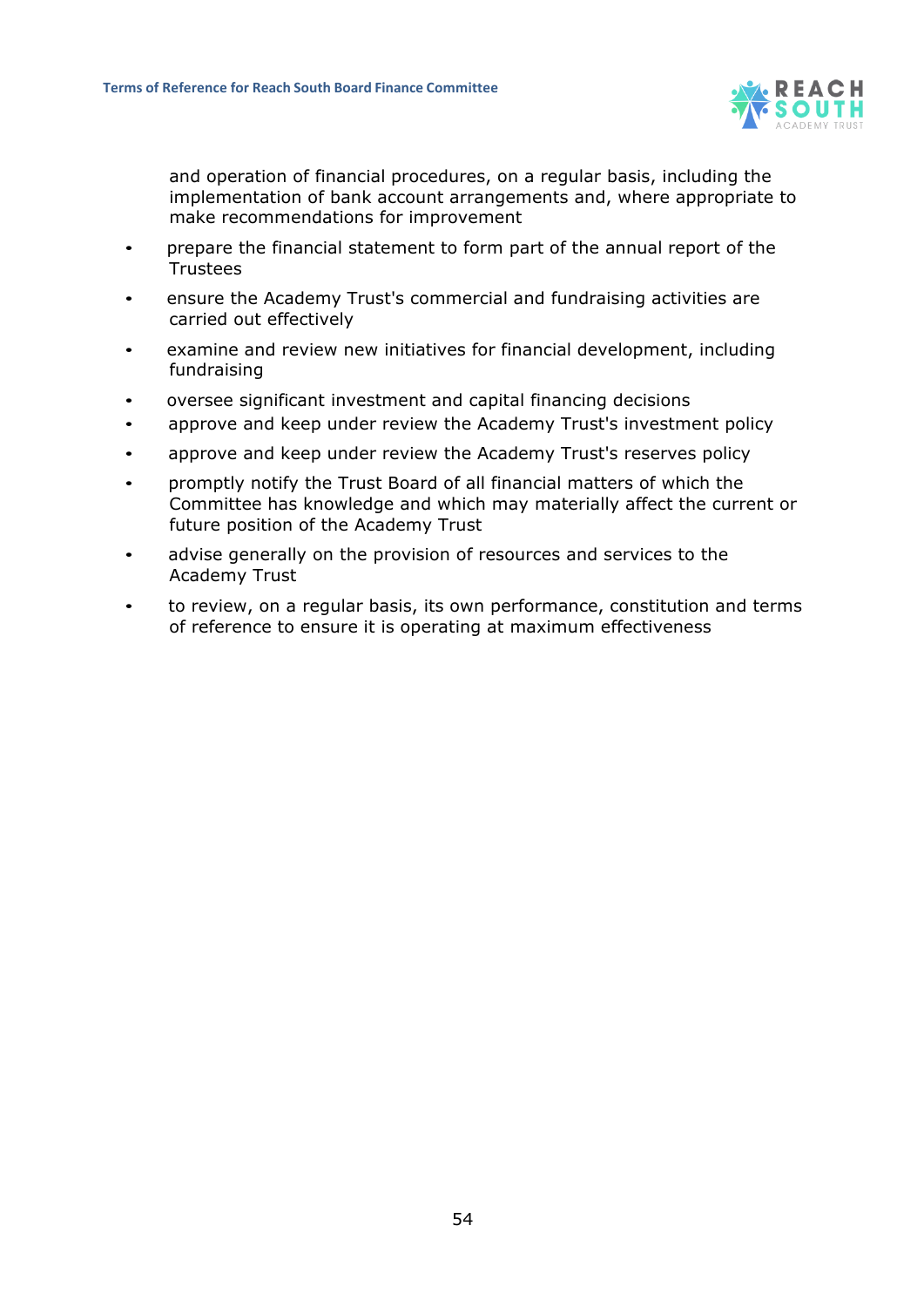and operation of financial procedures, on a regular basis, including the implementation of bank account arrangements and, where appropriate to make recommendations for improvement

- prepare the financial statement to form part of the annual report of the Trustees
- ensure the Academy Trust's commercial and fundraising activities are carried out effectively
- examine and review new initiatives for financial development, including fundraising
- oversee significant investment and capital financing decisions
- approve and keep under review the Academy Trust's investment policy
- approve and keep under review the Academy Trust's reserves policy
- promptly notify the Trust Board of all financial matters of which the Committee has knowledge and which may materially affect the current or future position of the Academy Trust
- advise generally on the provision of resources and services to the Academy Trust
- to review, on a regular basis, its own performance, constitution and terms of reference to ensure it is operating at maximum effectiveness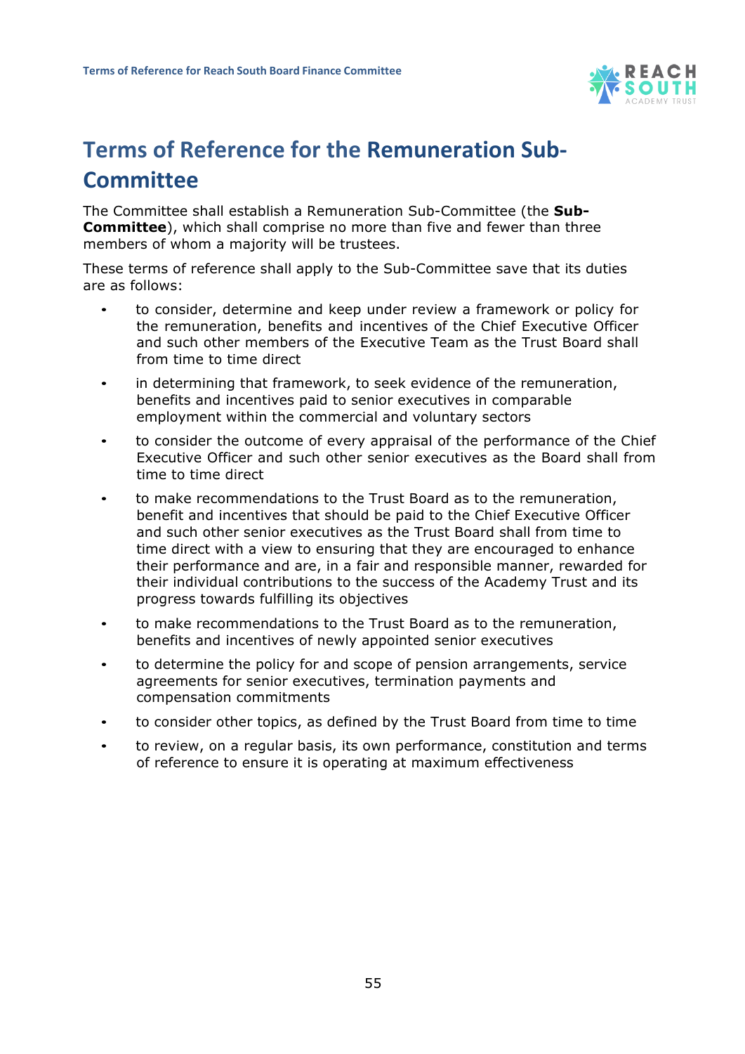# Terms of Reference for the Remuneration Sub-Committee

The Committee shall establish a Remuneration Sub-Committee (the **Sub-Committee**), which shall comprise no more than five and fewer than three members of whom a majority will be trustees.

These terms of reference shall apply to the Sub-Committee save that its duties are as follows:

- to consider, determine and keep under review a framework or policy for the remuneration, benefits and incentives of the Chief Executive Officer and such other members of the Executive Team as the Trust Board shall from time to time direct
- in determining that framework, to seek evidence of the remuneration, benefits and incentives paid to senior executives in comparable employment within the commercial and voluntary sectors
- to consider the outcome of every appraisal of the performance of the Chief Executive Officer and such other senior executives as the Board shall from time to time direct
- to make recommendations to the Trust Board as to the remuneration, benefit and incentives that should be paid to the Chief Executive Officer and such other senior executives as the Trust Board shall from time to time direct with a view to ensuring that they are encouraged to enhance their performance and are, in a fair and responsible manner, rewarded for their individual contributions to the success of the Academy Trust and its progress towards fulfilling its objectives
- to make recommendations to the Trust Board as to the remuneration, benefits and incentives of newly appointed senior executives
- to determine the policy for and scope of pension arrangements, service agreements for senior executives, termination payments and compensation commitments
- to consider other topics, as defined by the Trust Board from time to time
- to review, on a regular basis, its own performance, constitution and terms of reference to ensure it is operating at maximum effectiveness